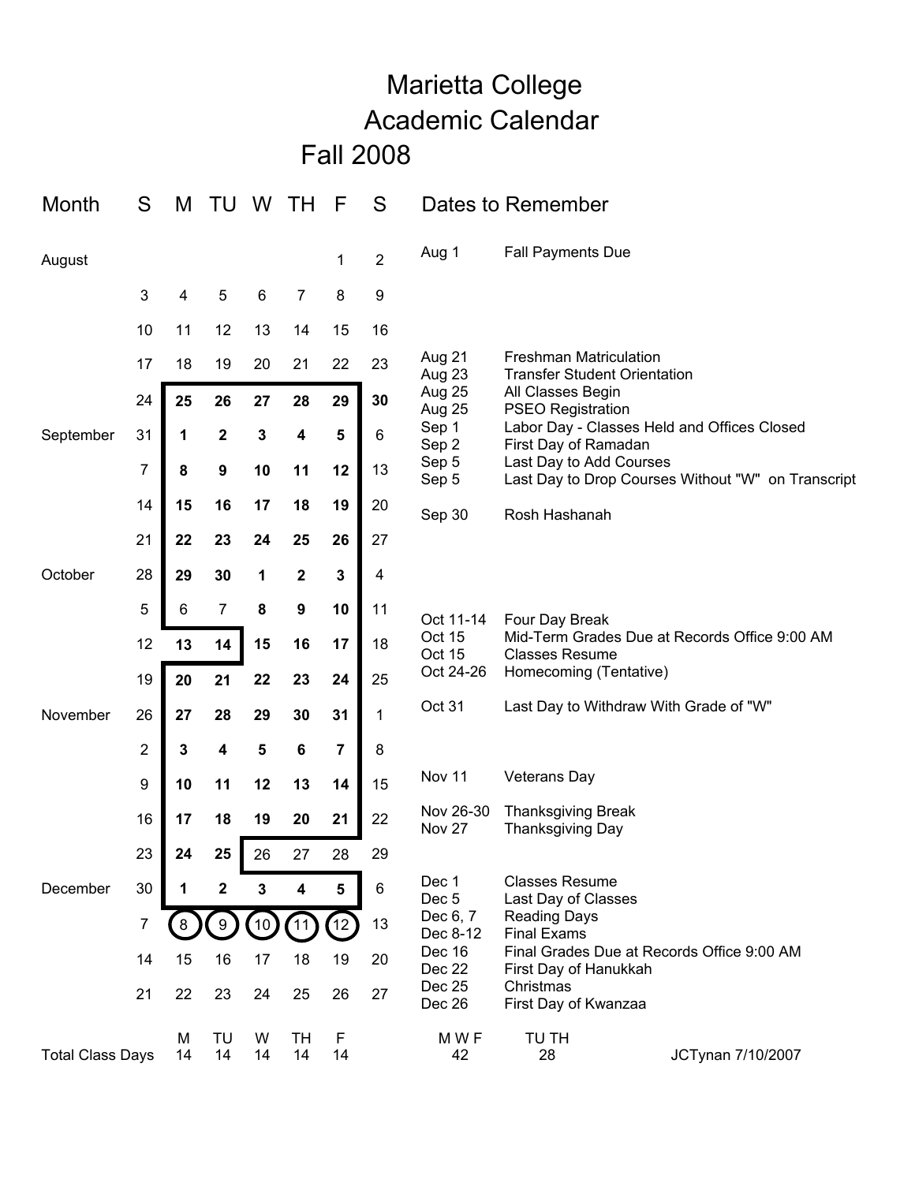# Marietta College
# Academic Calendar
## Fall 2008

| Month | S | M | TU | W | TH | F | S |
|---|---|---|---|---|---|---|---|
| August | | | | | | 1 | 2 |
| | 3 | 4 | 5 | 6 | 7 | 8 | 9 |
| | 10 | 11 | 12 | 13 | 14 | 15 | 16 |
| | 17 | 18 | 19 | 20 | 21 | 22 | 23 |
| | 24 | **25** | **26** | **27** | **28** | **29** | **30** |
| September | 31 | **1** | **2** | **3** | **4** | **5** | 6 |
| | 7 | **8** | **9** | **10** | **11** | **12** | 13 |
| | 14 | **15** | **16** | **17** | **18** | **19** | 20 |
| | 21 | **22** | **23** | **24** | **25** | **26** | 27 |
| October | 28 | **29** | **30** | **1** | **2** | **3** | 4 |
| | 5 | 6 | 7 | **8** | **9** | **10** | 11 |
| | 12 | **13** | **14** | **15** | **16** | **17** | 18 |
| | 19 | **20** | **21** | **22** | **23** | **24** | 25 |
| November | 26 | **27** | **28** | **29** | **30** | **31** | 1 |
| | 2 | **3** | **4** | **5** | **6** | **7** | 8 |
| | 9 | **10** | **11** | **12** | **13** | **14** | 15 |
| | 16 | **17** | **18** | **19** | **20** | **21** | 22 |
| | 23 | **24** | **25** | 26 | 27 | 28 | 29 |
| December | 30 | **1** | **2** | **3** | **4** | **5** | 6 |
| | 7 | (8) | (9) | (10) | (11) | (12) | 13 |
| | 14 | 15 | 16 | 17 | 18 | 19 | 20 |
| | 21 | 22 | 23 | 24 | 25 | 26 | 27 |
| Total Class Days | | M 14 | TU 14 | W 14 | TH 14 | F 14 | |

**Dates to Remember**

| Date | Event |
|---|---|
| Aug 1 | Fall Payments Due |
| Aug 21 | Freshman Matriculation |
| Aug 23 | Transfer Student Orientation |
| Aug 25 | All Classes Begin |
| Aug 25 | PSEO Registration |
| Sep 1 | Labor Day - Classes Held and Offices Closed |
| Sep 2 | First Day of Ramadan |
| Sep 5 | Last Day to Add Courses |
| Sep 5 | Last Day to Drop Courses Without "W" on Transcript |
| Sep 30 | Rosh Hashanah |
| Oct 11-14 | Four Day Break |
| Oct 15 | Mid-Term Grades Due at Records Office 9:00 AM |
| Oct 15 | Classes Resume |
| Oct 24-26 | Homecoming (Tentative) |
| Oct 31 | Last Day to Withdraw With Grade of "W" |
| Nov 11 | Veterans Day |
| Nov 26-30 | Thanksgiving Break |
| Nov 27 | Thanksgiving Day |
| Dec 1 | Classes Resume |
| Dec 5 | Last Day of Classes |
| Dec 6, 7 | Reading Days |
| Dec 8-12 | Final Exams |
| Dec 16 | Final Grades Due at Records Office 9:00 AM |
| Dec 22 | First Day of Hanukkah |
| Dec 25 | Christmas |
| Dec 26 | First Day of Kwanzaa |

| M W F | TU TH |
|---|---|
| 42 | 28 |

JCTynan 7/10/2007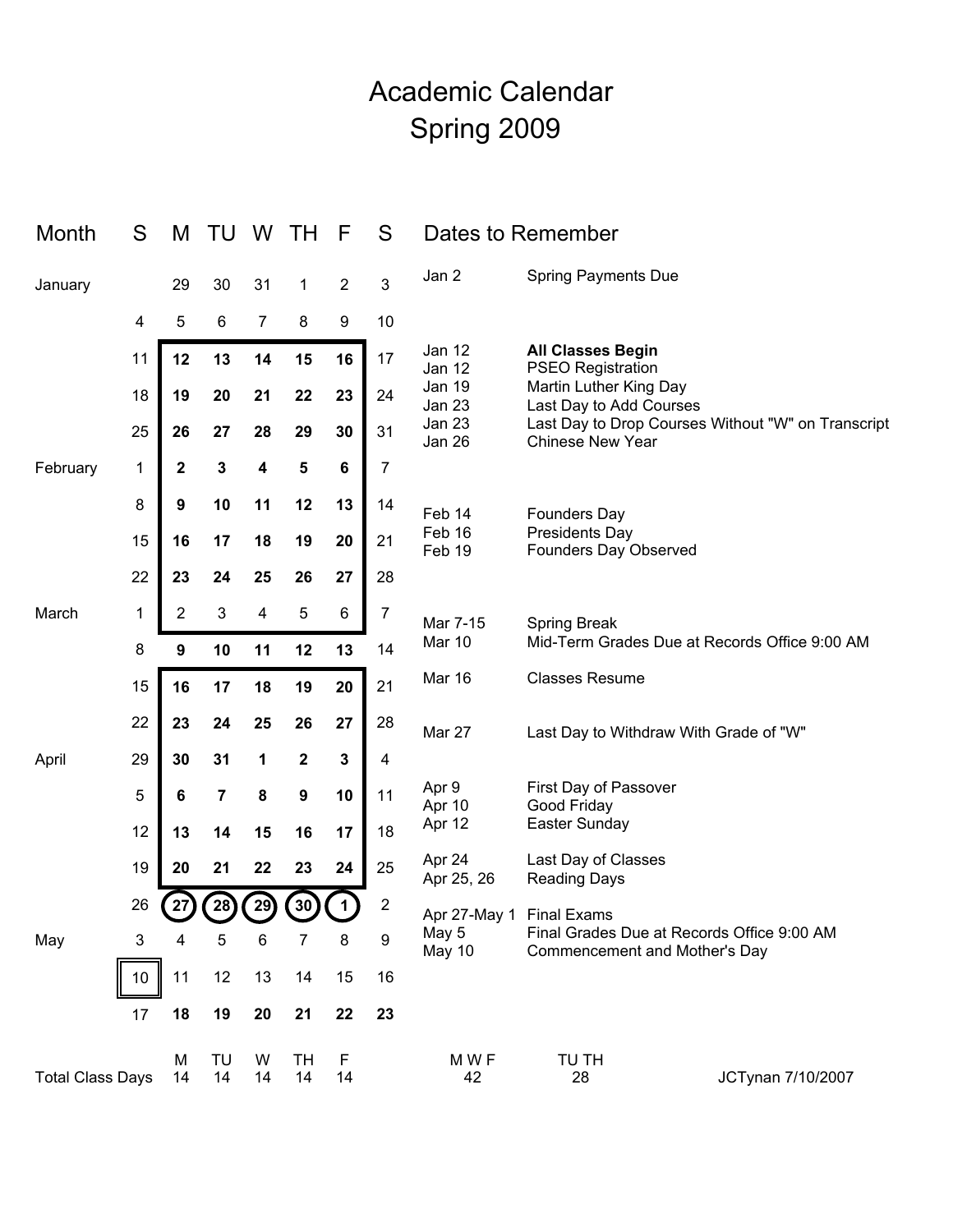# Academic Calendar
# Spring 2009

| Month | S | M | TU | W | TH | F | S |
|---|---|---|---|---|---|---|---|
| January | | 29 | 30 | 31 | 1 | 2 | 3 |
| | 4 | 5 | 6 | 7 | 8 | 9 | 10 |
| | 11 | **12** | **13** | **14** | **15** | **16** | 17 |
| | 18 | **19** | **20** | **21** | **22** | **23** | 24 |
| | 25 | **26** | **27** | **28** | **29** | **30** | 31 |
| February | 1 | **2** | **3** | **4** | **5** | **6** | 7 |
| | 8 | **9** | **10** | **11** | **12** | **13** | 14 |
| | 15 | **16** | **17** | **18** | **19** | **20** | 21 |
| | 22 | **23** | **24** | **25** | **26** | **27** | 28 |
| March | 1 | 2 | 3 | 4 | 5 | 6 | 7 |
| | 8 | **9** | **10** | **11** | **12** | **13** | 14 |
| | 15 | **16** | **17** | **18** | **19** | **20** | 21 |
| | 22 | **23** | **24** | **25** | **26** | **27** | 28 |
| April | 29 | **30** | **31** | **1** | **2** | **3** | 4 |
| | 5 | **6** | **7** | **8** | **9** | **10** | 11 |
| | 12 | **13** | **14** | **15** | **16** | **17** | 18 |
| | 19 | **20** | **21** | **22** | **23** | **24** | 25 |
| | 26 | **27** | **28** | **29** | **30** | **1** | 2 |
| May | 3 | 4 | 5 | 6 | 7 | 8 | 9 |
| | 10 | 11 | 12 | 13 | 14 | 15 | 16 |
| | 17 | **18** | **19** | **20** | **21** | **22** | **23** |

| | M | TU | W | TH | F | M W F | TU TH |
|---|---|---|---|---|---|---|---|
| Total Class Days | 14 | 14 | 14 | 14 | 14 | 42 | 28 |

## Dates to Remember

| Date | Event |
|---|---|
| Jan 2 | Spring Payments Due |
| Jan 12 | **All Classes Begin** |
| Jan 12 | PSEO Registration |
| Jan 19 | Martin Luther King Day |
| Jan 23 | Last Day to Add Courses |
| Jan 23 | Last Day to Drop Courses Without "W" on Transcript |
| Jan 26 | Chinese New Year |
| Feb 14 | Founders Day |
| Feb 16 | Presidents Day |
| Feb 19 | Founders Day Observed |
| Mar 7-15 | Spring Break |
| Mar 10 | Mid-Term Grades Due at Records Office 9:00 AM |
| Mar 16 | Classes Resume |
| Mar 27 | Last Day to Withdraw With Grade of "W" |
| Apr 9 | First Day of Passover |
| Apr 10 | Good Friday |
| Apr 12 | Easter Sunday |
| Apr 24 | Last Day of Classes |
| Apr 25, 26 | Reading Days |
| Apr 27-May 1 | Final Exams |
| May 5 | Final Grades Due at Records Office 9:00 AM |
| May 10 | Commencement and Mother's Day |

JCTynan 7/10/2007